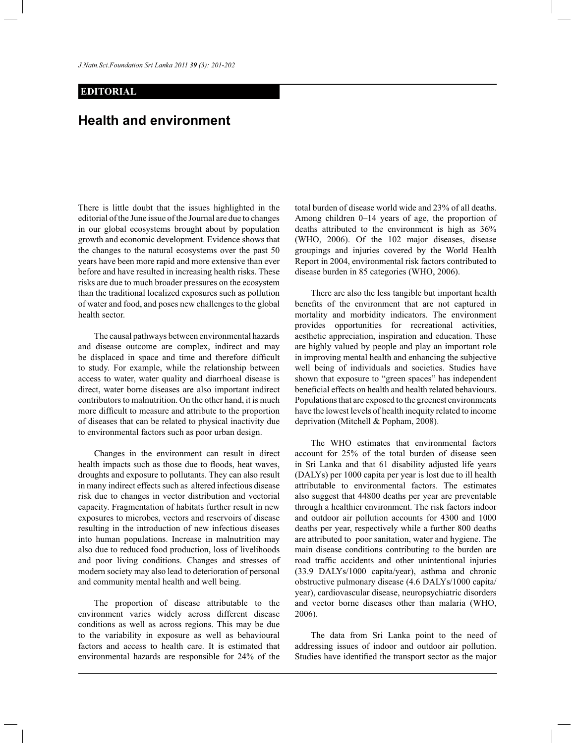**EDITORIAL**

# Health and environment

There is little doubt that the issues highlighted in the editorial of the June issue of the Journal are due to changes in our global ecosystems brought about by population growth and economic development. Evidence shows that the changes to the natural ecosystems over the past 50 years have been more rapid and more extensive than ever before and have resulted in increasing health risks. These risks are due to much broader pressures on the ecosystem than the traditional localized exposures such as pollution of water and food, and poses new challenges to the global health sector.

The causal pathways between environmental hazards and disease outcome are complex, indirect and may be displaced in space and time and therefore difficult to study. For example, while the relationship between access to water, water quality and diarrhoeal disease is direct, water borne diseases are also important indirect contributors to malnutrition. On the other hand, it is much more difficult to measure and attribute to the proportion of diseases that can be related to physical inactivity due to environmental factors such as poor urban design.

Changes in the environment can result in direct health impacts such as those due to floods, heat waves, droughts and exposure to pollutants. They can also result in many indirect effects such as altered infectious disease risk due to changes in vector distribution and vectorial capacity. Fragmentation of habitats further result in new exposures to microbes, vectors and reservoirs of disease resulting in the introduction of new infectious diseases into human populations. Increase in malnutrition may also due to reduced food production, loss of livelihoods and poor living conditions. Changes and stresses of modern society may also lead to deterioration of personal and community mental health and well being.

The proportion of disease attributable to the environment varies widely across different disease conditions as well as across regions. This may be due to the variability in exposure as well as behavioural factors and access to health care. It is estimated that environmental hazards are responsible for 24% of the total burden of disease world wide and 23% of all deaths. Among children 0–14 years of age, the proportion of deaths attributed to the environment is high as 36% (WHO, 2006). Of the 102 major diseases, disease groupings and injuries covered by the World Health Report in 2004, environmental risk factors contributed to disease burden in 85 categories (WHO, 2006).

There are also the less tangible but important health benefits of the environment that are not captured in mortality and morbidity indicators. The environment provides opportunities for recreational activities, aesthetic appreciation, inspiration and education. These are highly valued by people and play an important role in improving mental health and enhancing the subjective well being of individuals and societies. Studies have shown that exposure to "green spaces" has independent beneficial effects on health and health related behaviours. Populations that are exposed to the greenest environments have the lowest levels of health inequity related to income deprivation (Mitchell & Popham, 2008).

The WHO estimates that environmental factors account for 25% of the total burden of disease seen in Sri Lanka and that 61 disability adjusted life years (DALYs) per 1000 capita per year is lost due to ill health attributable to environmental factors. The estimates also suggest that 44800 deaths per year are preventable through a healthier environment. The risk factors indoor and outdoor air pollution accounts for 4300 and 1000 deaths per year, respectively while a further 800 deaths are attributed to poor sanitation, water and hygiene. The main disease conditions contributing to the burden are road traffic accidents and other unintentional injuries (33.9 DALYs/1000 capita/year), asthma and chronic obstructive pulmonary disease (4.6 DALYs/1000 capita/year), cardiovascular disease, neuropsychiatric disorders and vector borne diseases other than malaria (WHO, 2006).

The data from Sri Lanka point to the need of addressing issues of indoor and outdoor air pollution. Studies have identified the transport sector as the major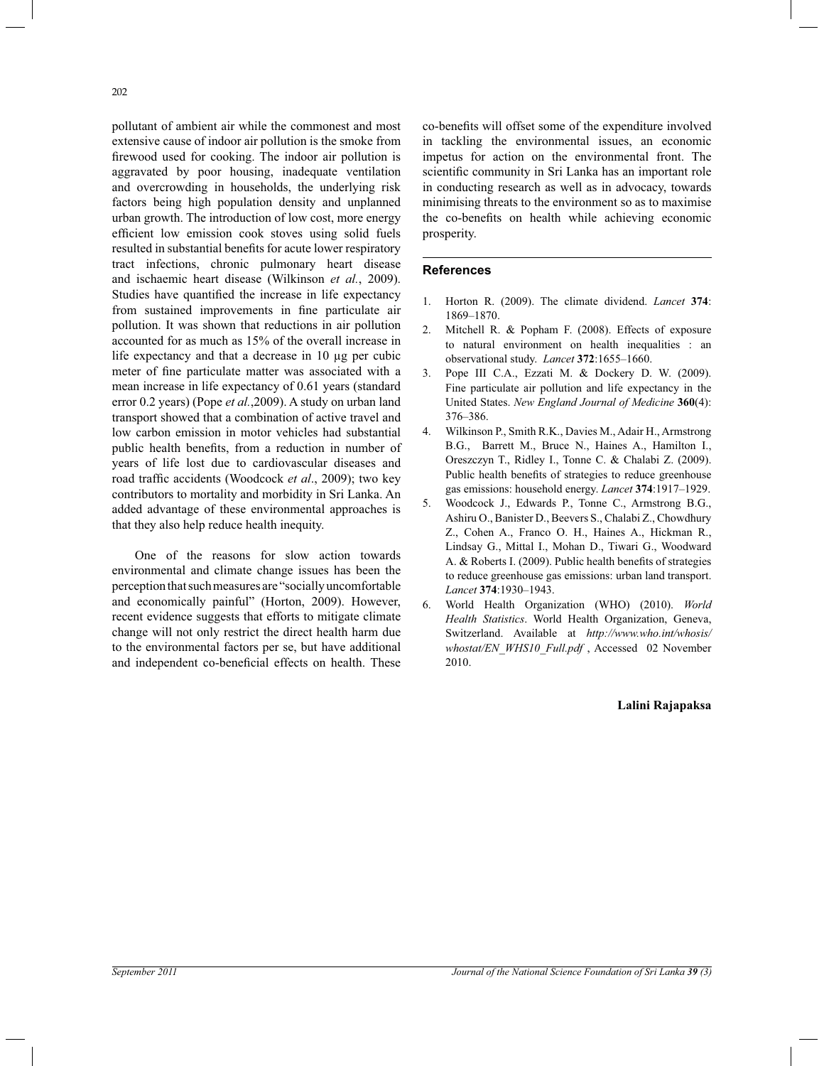pollutant of ambient air while the commonest and most extensive cause of indoor air pollution is the smoke from firewood used for cooking. The indoor air pollution is aggravated by poor housing, inadequate ventilation and overcrowding in households, the underlying risk factors being high population density and unplanned urban growth. The introduction of low cost, more energy efficient low emission cook stoves using solid fuels resulted in substantial benefits for acute lower respiratory tract infections, chronic pulmonary heart disease and ischaemic heart disease (Wilkinson *et al.*, 2009). Studies have quantified the increase in life expectancy from sustained improvements in fine particulate air pollution. It was shown that reductions in air pollution accounted for as much as 15% of the overall increase in life expectancy and that a decrease in 10 µg per cubic meter of fine particulate matter was associated with a mean increase in life expectancy of 0.61 years (standard error 0.2 years) (Pope *et al.*,2009). A study on urban land transport showed that a combination of active travel and low carbon emission in motor vehicles had substantial public health benefits, from a reduction in number of years of life lost due to cardiovascular diseases and road traffic accidents (Woodcock *et al*., 2009); two key contributors to mortality and morbidity in Sri Lanka. An added advantage of these environmental approaches is that they also help reduce health inequity.

One of the reasons for slow action towards environmental and climate change issues has been the perception that such measures are "socially uncomfortable and economically painful" (Horton, 2009). However, recent evidence suggests that efforts to mitigate climate change will not only restrict the direct health harm due to the environmental factors per se, but have additional and independent co-beneficial effects on health. These co-benefits will offset some of the expenditure involved in tackling the environmental issues, an economic impetus for action on the environmental front. The scientific community in Sri Lanka has an important role in conducting research as well as in advocacy, towards minimising threats to the environment so as to maximise the co-benefits on health while achieving economic prosperity.

## References

1. Horton R. (2009). The climate dividend. *Lancet* **374**: 1869–1870.
2. Mitchell R. & Popham F. (2008). Effects of exposure to natural environment on health inequalities : an observational study. *Lancet* **372**:1655–1660.
3. Pope III C.A., Ezzati M. & Dockery D. W. (2009). Fine particulate air pollution and life expectancy in the United States. *New England Journal of Medicine* **360**(4): 376–386.
4. Wilkinson P., Smith R.K., Davies M., Adair H., Armstrong B.G., Barrett M., Bruce N., Haines A., Hamilton I., Oreszczyn T., Ridley I., Tonne C. & Chalabi Z. (2009). Public health benefits of strategies to reduce greenhouse gas emissions: household energy. *Lancet* **374**:1917–1929.
5. Woodcock J., Edwards P., Tonne C., Armstrong B.G., Ashiru O., Banister D., Beevers S., Chalabi Z., Chowdhury Z., Cohen A., Franco O. H., Haines A., Hickman R., Lindsay G., Mittal I., Mohan D., Tiwari G., Woodward A. & Roberts I. (2009). Public health benefits of strategies to reduce greenhouse gas emissions: urban land transport. *Lancet* **374**:1930–1943.
6. World Health Organization (WHO) (2010). *World Health Statistics*. World Health Organization, Geneva, Switzerland. Available at *http://www.who.int/whosis/whostat/EN_WHS10_Full.pdf* , Accessed 02 November 2010.

**Lalini Rajapaksa**